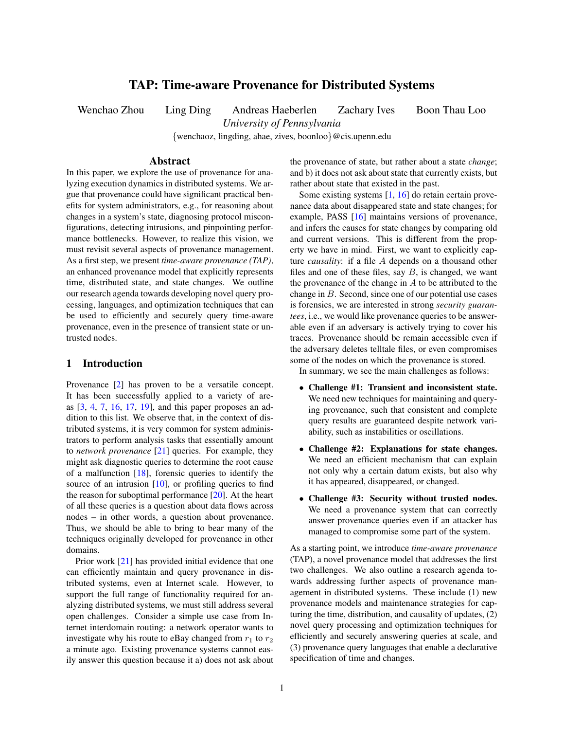# TAP: Time-aware Provenance for Distributed Systems

Wenchao Zhou  Ling Ding  Andreas Haeberlen  Zachary Ives  Boon Thau Loo

*University of Pennsylvania*

{wenchaoz, lingding, ahae, zives, boonloo}@cis.upenn.edu

## Abstract

In this paper, we explore the use of provenance for analyzing execution dynamics in distributed systems. We argue that provenance could have significant practical benefits for system administrators, e.g., for reasoning about changes in a system's state, diagnosing protocol misconfigurations, detecting intrusions, and pinpointing performance bottlenecks. However, to realize this vision, we must revisit several aspects of provenance management. As a first step, we present *time-aware provenance (TAP)*, an enhanced provenance model that explicitly represents time, distributed state, and state changes. We outline our research agenda towards developing novel query processing, languages, and optimization techniques that can be used to efficiently and securely query time-aware provenance, even in the presence of transient state or untrusted nodes.

## 1 Introduction

Provenance [2] has proven to be a versatile concept. It has been successfully applied to a variety of areas [3, 4, 7, 16, 17, 19], and this paper proposes an addition to this list. We observe that, in the context of distributed systems, it is very common for system administrators to perform analysis tasks that essentially amount to *network provenance* [21] queries. For example, they might ask diagnostic queries to determine the root cause of a malfunction [18], forensic queries to identify the source of an intrusion [10], or profiling queries to find the reason for suboptimal performance [20]. At the heart of all these queries is a question about data flows across nodes – in other words, a question about provenance. Thus, we should be able to bring to bear many of the techniques originally developed for provenance in other domains.

Prior work [21] has provided initial evidence that one can efficiently maintain and query provenance in distributed systems, even at Internet scale. However, to support the full range of functionality required for analyzing distributed systems, we must still address several open challenges. Consider a simple use case from Internet interdomain routing: a network operator wants to investigate why his route to eBay changed from $r_1$ to $r_2$ a minute ago. Existing provenance systems cannot easily answer this question because it a) does not ask about the provenance of state, but rather about a state *change*; and b) it does not ask about state that currently exists, but rather about state that existed in the past.

Some existing systems [1, 16] do retain certain provenance data about disappeared state and state changes; for example, PASS [16] maintains versions of provenance, and infers the causes for state changes by comparing old and current versions. This is different from the property we have in mind. First, we want to explicitly capture *causality*: if a file $A$ depends on a thousand other files and one of these files, say $B$, is changed, we want the provenance of the change in $A$ to be attributed to the change in $B$. Second, since one of our potential use cases is forensics, we are interested in strong *security guarantees*, i.e., we would like provenance queries to be answerable even if an adversary is actively trying to cover his traces. Provenance should be remain accessible even if the adversary deletes telltale files, or even compromises some of the nodes on which the provenance is stored.

In summary, we see the main challenges as follows:

- **Challenge #1: Transient and inconsistent state.** We need new techniques for maintaining and querying provenance, such that consistent and complete query results are guaranteed despite network variability, such as instabilities or oscillations.
- **Challenge #2: Explanations for state changes.** We need an efficient mechanism that can explain not only why a certain datum exists, but also why it has appeared, disappeared, or changed.
- **Challenge #3: Security without trusted nodes.** We need a provenance system that can correctly answer provenance queries even if an attacker has managed to compromise some part of the system.

As a starting point, we introduce *time-aware provenance* (TAP), a novel provenance model that addresses the first two challenges. We also outline a research agenda towards addressing further aspects of provenance management in distributed systems. These include (1) new provenance models and maintenance strategies for capturing the time, distribution, and causality of updates, (2) novel query processing and optimization techniques for efficiently and securely answering queries at scale, and (3) provenance query languages that enable a declarative specification of time and changes.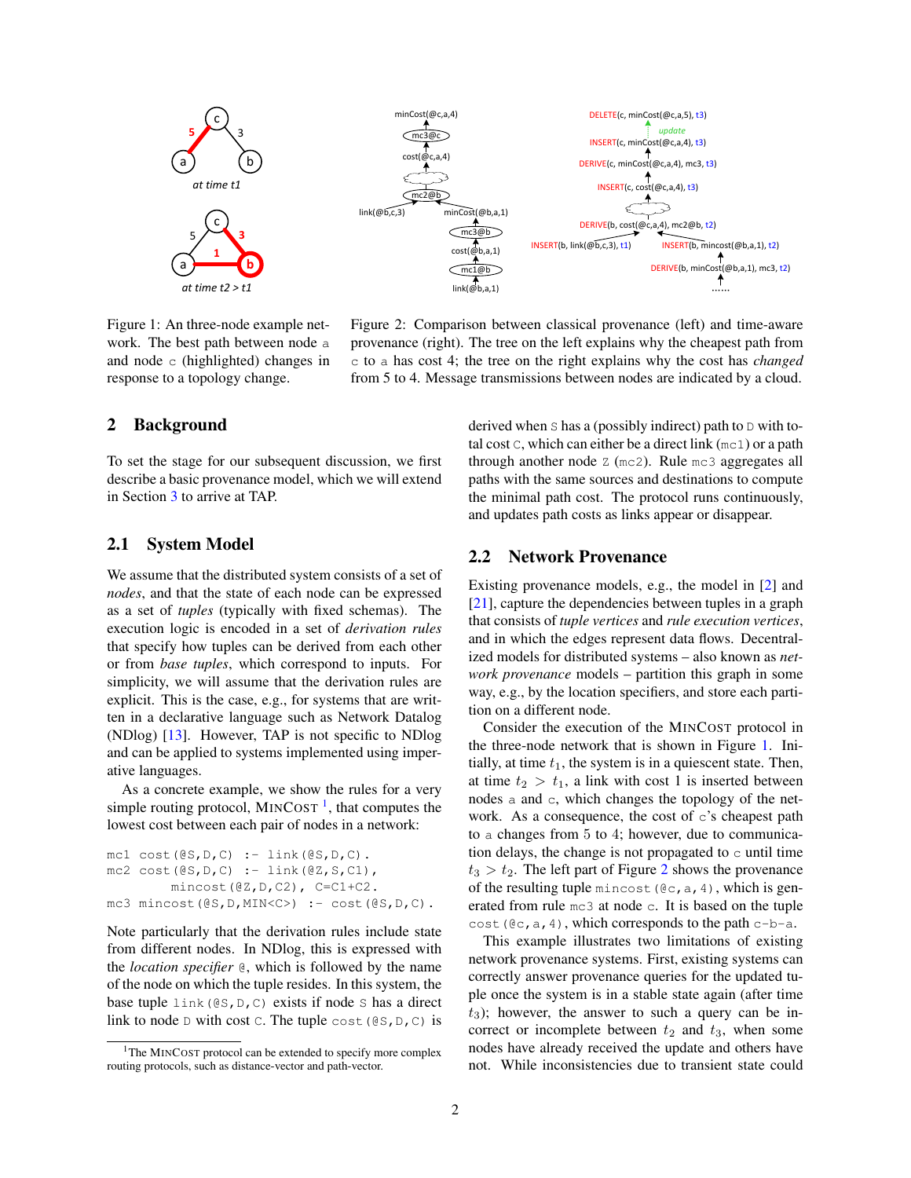Figure 1: An three-node example network. The best path between node a and node c (highlighted) changes in response to a topology change.

Figure 2: Comparison between classical provenance (left) and time-aware provenance (right). The tree on the left explains why the cheapest path from c to a has cost 4; the tree on the right explains why the cost has *changed* from 5 to 4. Message transmissions between nodes are indicated by a cloud.

## 2 Background

To set the stage for our subsequent discussion, we first describe a basic provenance model, which we will extend in Section 3 to arrive at TAP.

### 2.1 System Model

We assume that the distributed system consists of a set of *nodes*, and that the state of each node can be expressed as a set of *tuples* (typically with fixed schemas). The execution logic is encoded in a set of *derivation rules* that specify how tuples can be derived from each other or from *base tuples*, which correspond to inputs. For simplicity, we will assume that the derivation rules are explicit. This is the case, e.g., for systems that are written in a declarative language such as Network Datalog (NDlog) [13]. However, TAP is not specific to NDlog and can be applied to systems implemented using imperative languages.

As a concrete example, we show the rules for a very simple routing protocol, MinCost [1], that computes the lowest cost between each pair of nodes in a network:

```
mc1 cost(@S,D,C) :- link(@S,D,C).
mc2 cost(@S,D,C) :- link(@Z,S,C1),
        mincost(@Z,D,C2), C=C1+C2.
mc3 mincost(@S,D,MIN<C>) :- cost(@S,D,C).
```

Note particularly that the derivation rules include state from different nodes. In NDlog, this is expressed with the *location specifier* @, which is followed by the name of the node on which the tuple resides. In this system, the base tuple link(@S,D,C) exists if node S has a direct link to node D with cost C. The tuple cost(@S,D,C) is derived when S has a (possibly indirect) path to D with total cost C, which can either be a direct link (mc1) or a path through another node Z (mc2). Rule mc3 aggregates all paths with the same sources and destinations to compute the minimal path cost. The protocol runs continuously, and updates path costs as links appear or disappear.

[1] The MinCost protocol can be extended to specify more complex routing protocols, such as distance-vector and path-vector.

### 2.2 Network Provenance

Existing provenance models, e.g., the model in [2] and [21], capture the dependencies between tuples in a graph that consists of *tuple vertices* and *rule execution vertices*, and in which the edges represent data flows. Decentralized models for distributed systems – also known as *network provenance* models – partition this graph in some way, e.g., by the location specifiers, and store each partition on a different node.

Consider the execution of the MinCost protocol in the three-node network that is shown in Figure 1. Initially, at time $t_1$, the system is in a quiescent state. Then, at time $t_2 > t_1$, a link with cost 1 is inserted between nodes a and c, which changes the topology of the network. As a consequence, the cost of c's cheapest path to a changes from 5 to 4; however, due to communication delays, the change is not propagated to c until time $t_3 > t_2$. The left part of Figure 2 shows the provenance of the resulting tuple mincost(@c,a,4), which is generated from rule mc3 at node c. It is based on the tuple cost(@c,a,4), which corresponds to the path c-b-a.

This example illustrates two limitations of existing network provenance systems. First, existing systems can correctly answer provenance queries for the updated tuple once the system is in a stable state again (after time $t_3$); however, the answer to such a query can be incorrect or incomplete between $t_2$ and $t_3$, when some nodes have already received the update and others have not. While inconsistencies due to transient state could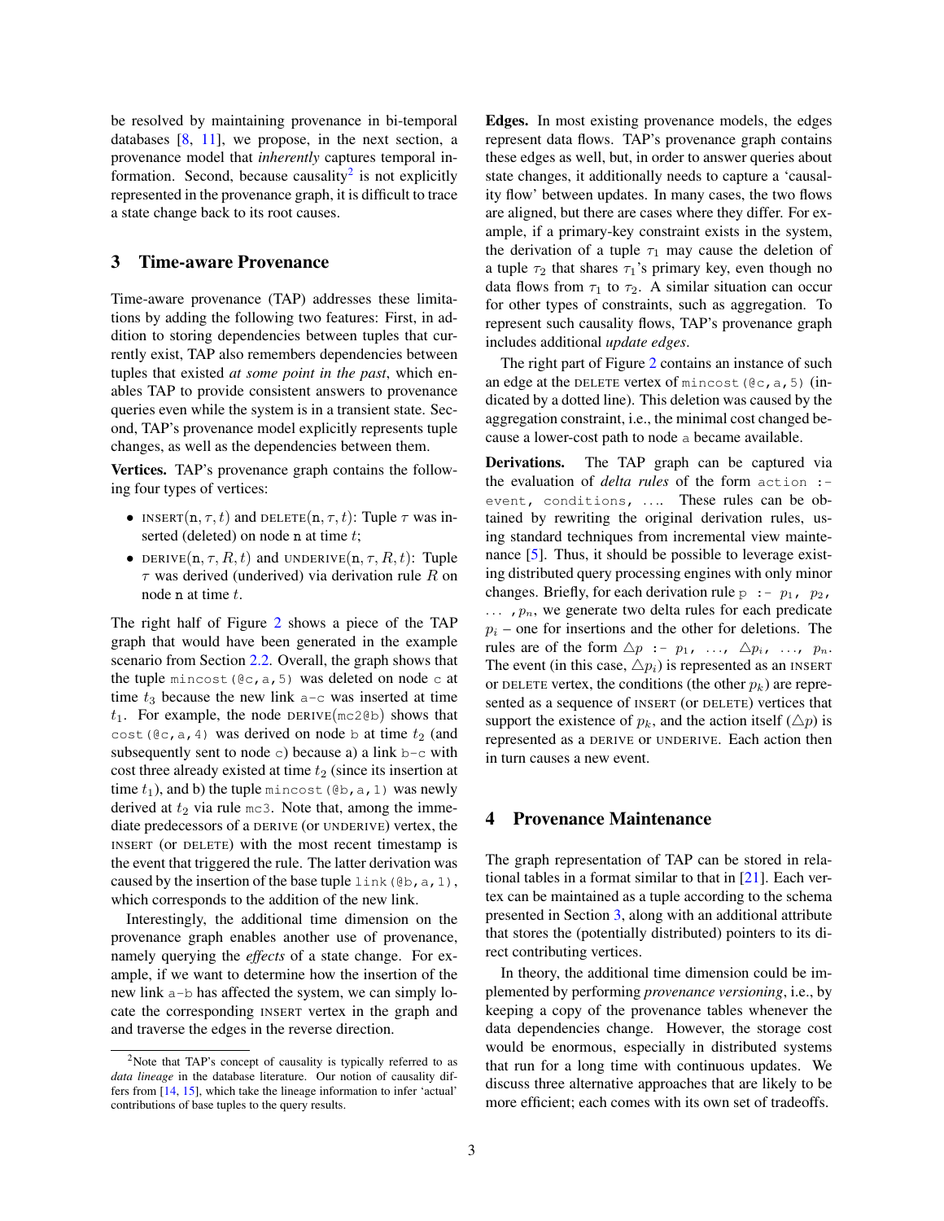be resolved by maintaining provenance in bi-temporal databases [8, 11], we propose, in the next section, a provenance model that *inherently* captures temporal information. Second, because causality[2] is not explicitly represented in the provenance graph, it is difficult to trace a state change back to its root causes.

## 3 Time-aware Provenance

Time-aware provenance (TAP) addresses these limitations by adding the following two features: First, in addition to storing dependencies between tuples that currently exist, TAP also remembers dependencies between tuples that existed *at some point in the past*, which enables TAP to provide consistent answers to provenance queries even while the system is in a transient state. Second, TAP's provenance model explicitly represents tuple changes, as well as the dependencies between them.

**Vertices.** TAP's provenance graph contains the following four types of vertices:

- INSERT($\mathtt{n}, \tau, t$) and DELETE($\mathtt{n}, \tau, t$): Tuple $\tau$ was inserted (deleted) on node n at time $t$;
- DERIVE($\mathtt{n}, \tau, R, t$) and UNDERIVE($\mathtt{n}, \tau, R, t$): Tuple $\tau$ was derived (underived) via derivation rule $R$ on node n at time $t$.

The right half of Figure 2 shows a piece of the TAP graph that would have been generated in the example scenario from Section 2.2. Overall, the graph shows that the tuple `mincost(@c,a,5)` was deleted on node c at time $t_3$ because the new link a-c was inserted at time $t_1$. For example, the node DERIVE(mc2@b) shows that `cost(@c,a,4)` was derived on node b at time $t_2$ (and subsequently sent to node c) because a) a link b-c with cost three already existed at time $t_2$ (since its insertion at time $t_1$), and b) the tuple `mincost(@b,a,1)` was newly derived at $t_2$ via rule mc3. Note that, among the immediate predecessors of a DERIVE (or UNDERIVE) vertex, the INSERT (or DELETE) with the most recent timestamp is the event that triggered the rule. The latter derivation was caused by the insertion of the base tuple `link(@b,a,1)`, which corresponds to the addition of the new link.

Interestingly, the additional time dimension on the provenance graph enables another use of provenance, namely querying the *effects* of a state change. For example, if we want to determine how the insertion of the new link a-b has affected the system, we can simply locate the corresponding INSERT vertex in the graph and and traverse the edges in the reverse direction.

[2] Note that TAP's concept of causality is typically referred to as *data lineage* in the database literature. Our notion of causality differs from [14, 15], which take the lineage information to infer 'actual' contributions of base tuples to the query results.

**Edges.** In most existing provenance models, the edges represent data flows. TAP's provenance graph contains these edges as well, but, in order to answer queries about state changes, it additionally needs to capture a 'causality flow' between updates. In many cases, the two flows are aligned, but there are cases where they differ. For example, if a primary-key constraint exists in the system, the derivation of a tuple $\tau_1$ may cause the deletion of a tuple $\tau_2$ that shares $\tau_1$'s primary key, even though no data flows from $\tau_1$ to $\tau_2$. A similar situation can occur for other types of constraints, such as aggregation. To represent such causality flows, TAP's provenance graph includes additional *update edges*.

The right part of Figure 2 contains an instance of such an edge at the DELETE vertex of `mincost(@c,a,5)` (indicated by a dotted line). This deletion was caused by the aggregation constraint, i.e., the minimal cost changed because a lower-cost path to node a became available.

**Derivations.** The TAP graph can be captured via the evaluation of *delta rules* of the form `action :- event, conditions, ...`. These rules can be obtained by rewriting the original derivation rules, using standard techniques from incremental view maintenance [5]. Thus, it should be possible to leverage existing distributed query processing engines with only minor changes. Briefly, for each derivation rule `p :-` $p_1$, $p_2$, $\ldots$ , $p_n$, we generate two delta rules for each predicate $p_i$ – one for insertions and the other for deletions. The rules are of the form $\triangle p$ `:-` $p_1$, $\ldots$, $\triangle p_i$, $\ldots$, $p_n$. The event (in this case, $\triangle p_i$) is represented as an INSERT or DELETE vertex, the conditions (the other $p_k$) are represented as a sequence of INSERT (or DELETE) vertices that support the existence of $p_k$, and the action itself ($\triangle p$) is represented as a DERIVE or UNDERIVE. Each action then in turn causes a new event.

## 4 Provenance Maintenance

The graph representation of TAP can be stored in relational tables in a format similar to that in [21]. Each vertex can be maintained as a tuple according to the schema presented in Section 3, along with an additional attribute that stores the (potentially distributed) pointers to its direct contributing vertices.

In theory, the additional time dimension could be implemented by performing *provenance versioning*, i.e., by keeping a copy of the provenance tables whenever the data dependencies change. However, the storage cost would be enormous, especially in distributed systems that run for a long time with continuous updates. We discuss three alternative approaches that are likely to be more efficient; each comes with its own set of tradeoffs.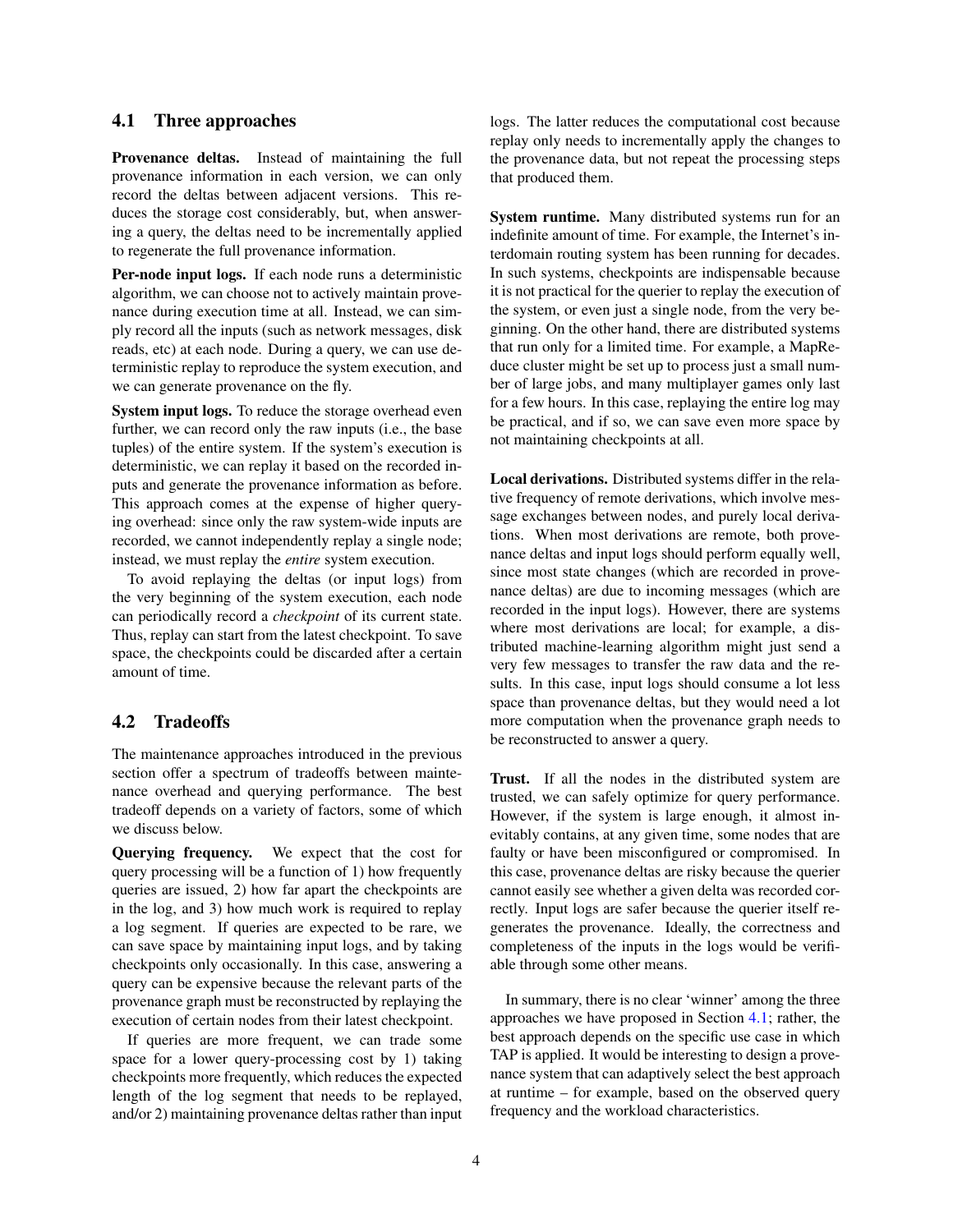## 4.1 Three approaches

**Provenance deltas.** Instead of maintaining the full provenance information in each version, we can only record the deltas between adjacent versions. This reduces the storage cost considerably, but, when answering a query, the deltas need to be incrementally applied to regenerate the full provenance information.

**Per-node input logs.** If each node runs a deterministic algorithm, we can choose not to actively maintain provenance during execution time at all. Instead, we can simply record all the inputs (such as network messages, disk reads, etc) at each node. During a query, we can use deterministic replay to reproduce the system execution, and we can generate provenance on the fly.

**System input logs.** To reduce the storage overhead even further, we can record only the raw inputs (i.e., the base tuples) of the entire system. If the system's execution is deterministic, we can replay it based on the recorded inputs and generate the provenance information as before. This approach comes at the expense of higher querying overhead: since only the raw system-wide inputs are recorded, we cannot independently replay a single node; instead, we must replay the *entire* system execution.

To avoid replaying the deltas (or input logs) from the very beginning of the system execution, each node can periodically record a *checkpoint* of its current state. Thus, replay can start from the latest checkpoint. To save space, the checkpoints could be discarded after a certain amount of time.

## 4.2 Tradeoffs

The maintenance approaches introduced in the previous section offer a spectrum of tradeoffs between maintenance overhead and querying performance. The best tradeoff depends on a variety of factors, some of which we discuss below.

**Querying frequency.** We expect that the cost for query processing will be a function of 1) how frequently queries are issued, 2) how far apart the checkpoints are in the log, and 3) how much work is required to replay a log segment. If queries are expected to be rare, we can save space by maintaining input logs, and by taking checkpoints only occasionally. In this case, answering a query can be expensive because the relevant parts of the provenance graph must be reconstructed by replaying the execution of certain nodes from their latest checkpoint.

If queries are more frequent, we can trade some space for a lower query-processing cost by 1) taking checkpoints more frequently, which reduces the expected length of the log segment that needs to be replayed, and/or 2) maintaining provenance deltas rather than input logs. The latter reduces the computational cost because replay only needs to incrementally apply the changes to the provenance data, but not repeat the processing steps that produced them.

**System runtime.** Many distributed systems run for an indefinite amount of time. For example, the Internet's interdomain routing system has been running for decades. In such systems, checkpoints are indispensable because it is not practical for the querier to replay the execution of the system, or even just a single node, from the very beginning. On the other hand, there are distributed systems that run only for a limited time. For example, a MapReduce cluster might be set up to process just a small number of large jobs, and many multiplayer games only last for a few hours. In this case, replaying the entire log may be practical, and if so, we can save even more space by not maintaining checkpoints at all.

**Local derivations.** Distributed systems differ in the relative frequency of remote derivations, which involve message exchanges between nodes, and purely local derivations. When most derivations are remote, both provenance deltas and input logs should perform equally well, since most state changes (which are recorded in provenance deltas) are due to incoming messages (which are recorded in the input logs). However, there are systems where most derivations are local; for example, a distributed machine-learning algorithm might just send a very few messages to transfer the raw data and the results. In this case, input logs should consume a lot less space than provenance deltas, but they would need a lot more computation when the provenance graph needs to be reconstructed to answer a query.

**Trust.** If all the nodes in the distributed system are trusted, we can safely optimize for query performance. However, if the system is large enough, it almost inevitably contains, at any given time, some nodes that are faulty or have been misconfigured or compromised. In this case, provenance deltas are risky because the querier cannot easily see whether a given delta was recorded correctly. Input logs are safer because the querier itself regenerates the provenance. Ideally, the correctness and completeness of the inputs in the logs would be verifiable through some other means.

In summary, there is no clear 'winner' among the three approaches we have proposed in Section 4.1; rather, the best approach depends on the specific use case in which TAP is applied. It would be interesting to design a provenance system that can adaptively select the best approach at runtime – for example, based on the observed query frequency and the workload characteristics.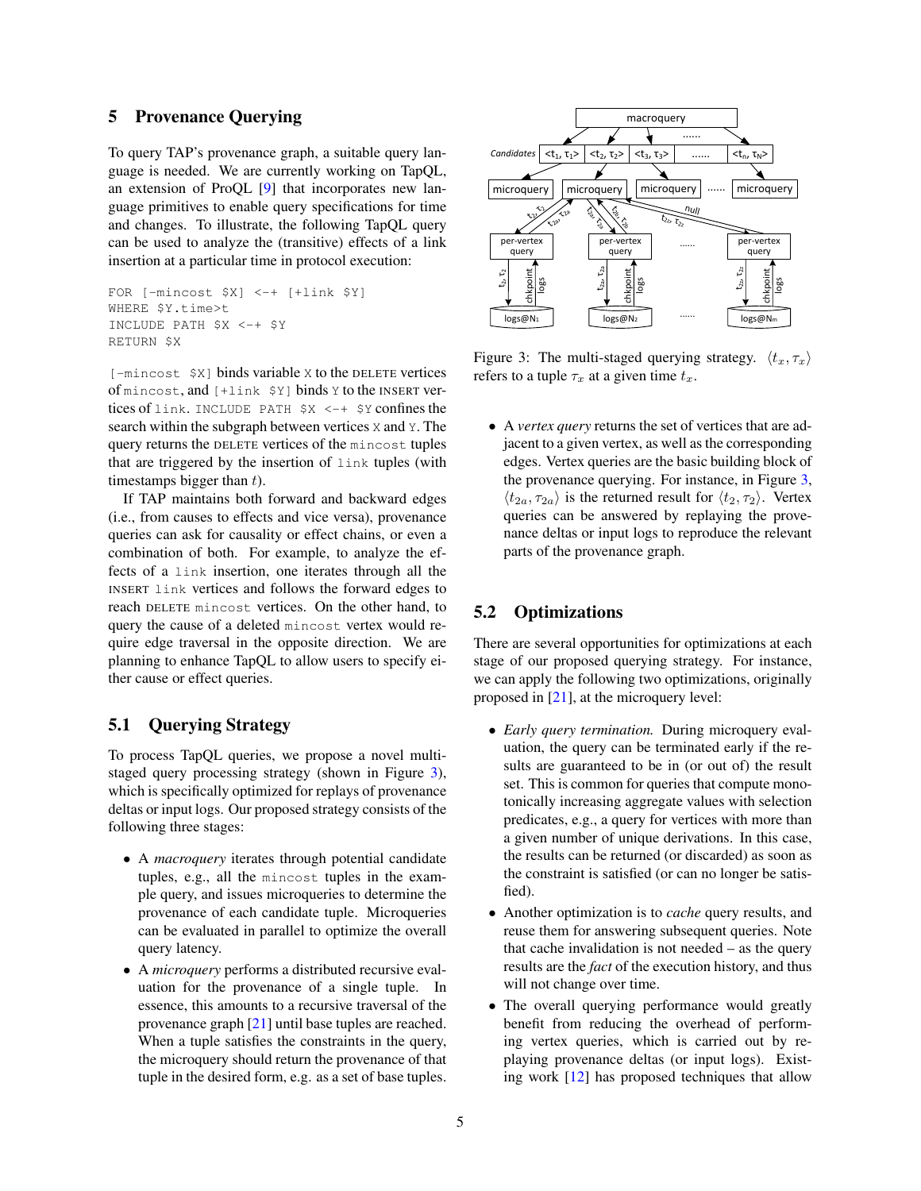## 5 Provenance Querying

To query TAP's provenance graph, a suitable query language is needed. We are currently working on TapQL, an extension of ProQL [9] that incorporates new language primitives to enable query specifications for time and changes. To illustrate, the following TapQL query can be used to analyze the (transitive) effects of a link insertion at a particular time in protocol execution:

```
FOR [-mincost $X] <-+ [+link $Y]
WHERE $Y.time>t
INCLUDE PATH $X <-+ $Y
RETURN $X
```

`[-mincost $X]` binds variable `X` to the DELETE vertices of `mincost`, and `[+link $Y]` binds `Y` to the INSERT vertices of `link`. `INCLUDE PATH $X <-+ $Y` confines the search within the subgraph between vertices `X` and `Y`. The query returns the DELETE vertices of the `mincost` tuples that are triggered by the insertion of `link` tuples (with timestamps bigger than $t$).

If TAP maintains both forward and backward edges (i.e., from causes to effects and vice versa), provenance queries can ask for causality or effect chains, or even a combination of both. For example, to analyze the effects of a `link` insertion, one iterates through all the INSERT `link` vertices and follows the forward edges to reach DELETE `mincost` vertices. On the other hand, to query the cause of a deleted `mincost` vertex would require edge traversal in the opposite direction. We are planning to enhance TapQL to allow users to specify either cause or effect queries.

### 5.1 Querying Strategy

To process TapQL queries, we propose a novel multi-staged query processing strategy (shown in Figure 3), which is specifically optimized for replays of provenance deltas or input logs. Our proposed strategy consists of the following three stages:

- A *macroquery* iterates through potential candidate tuples, e.g., all the `mincost` tuples in the example query, and issues microqueries to determine the provenance of each candidate tuple. Microqueries can be evaluated in parallel to optimize the overall query latency.
- A *microquery* performs a distributed recursive evaluation for the provenance of a single tuple. In essence, this amounts to a recursive traversal of the provenance graph [21] until base tuples are reached. When a tuple satisfies the constraints in the query, the microquery should return the provenance of that tuple in the desired form, e.g. as a set of base tuples.

Figure 3: The multi-staged querying strategy. $\langle t_x, \tau_x \rangle$ refers to a tuple $\tau_x$ at a given time $t_x$.

- A *vertex query* returns the set of vertices that are adjacent to a given vertex, as well as the corresponding edges. Vertex queries are the basic building block of the provenance querying. For instance, in Figure 3, $\langle t_{2a}, \tau_{2a} \rangle$ is the returned result for $\langle t_2, \tau_2 \rangle$. Vertex queries can be answered by replaying the provenance deltas or input logs to reproduce the relevant parts of the provenance graph.

### 5.2 Optimizations

There are several opportunities for optimizations at each stage of our proposed querying strategy. For instance, we can apply the following two optimizations, originally proposed in [21], at the microquery level:

- *Early query termination.* During microquery evaluation, the query can be terminated early if the results are guaranteed to be in (or out of) the result set. This is common for queries that compute monotonically increasing aggregate values with selection predicates, e.g., a query for vertices with more than a given number of unique derivations. In this case, the results can be returned (or discarded) as soon as the constraint is satisfied (or can no longer be satisfied).
- Another optimization is to *cache* query results, and reuse them for answering subsequent queries. Note that cache invalidation is not needed – as the query results are the *fact* of the execution history, and thus will not change over time.
- The overall querying performance would greatly benefit from reducing the overhead of performing vertex queries, which is carried out by replaying provenance deltas (or input logs). Existing work [12] has proposed techniques that allow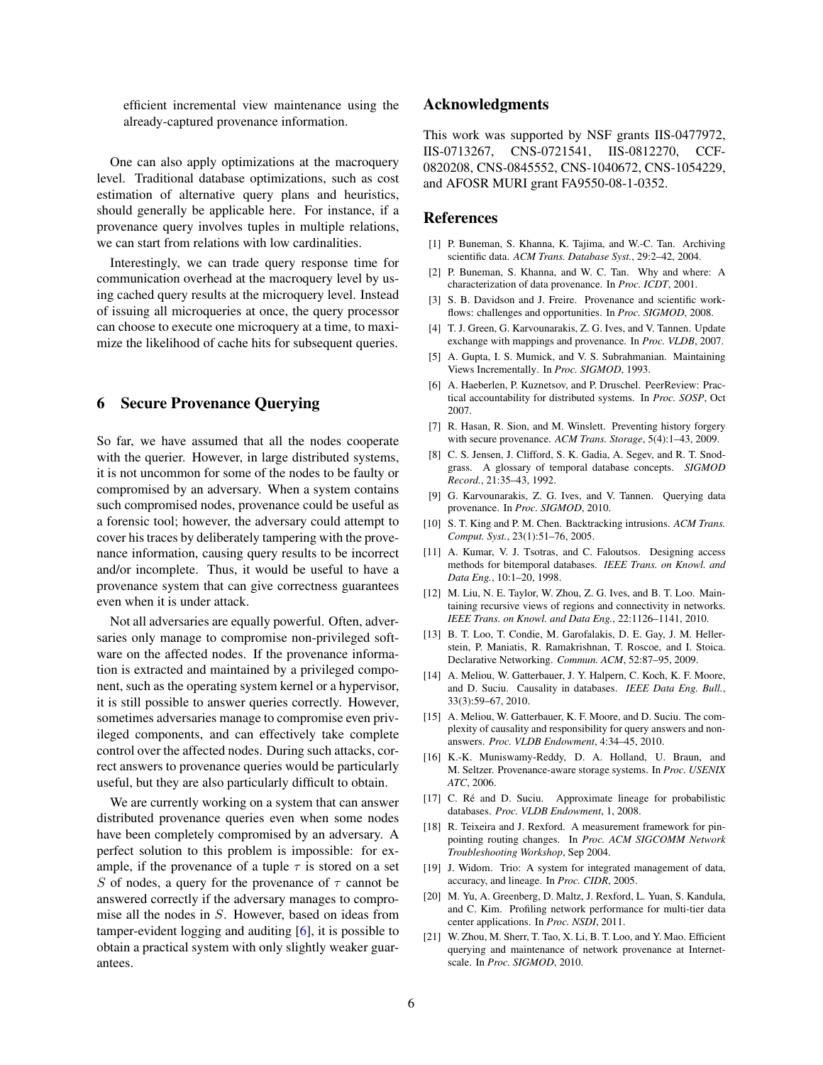efficient incremental view maintenance using the already-captured provenance information.

One can also apply optimizations at the macroquery level. Traditional database optimizations, such as cost estimation of alternative query plans and heuristics, should generally be applicable here. For instance, if a provenance query involves tuples in multiple relations, we can start from relations with low cardinalities.

Interestingly, we can trade query response time for communication overhead at the macroquery level by using cached query results at the microquery level. Instead of issuing all microqueries at once, the query processor can choose to execute one microquery at a time, to maximize the likelihood of cache hits for subsequent queries.

## 6 Secure Provenance Querying

So far, we have assumed that all the nodes cooperate with the querier. However, in large distributed systems, it is not uncommon for some of the nodes to be faulty or compromised by an adversary. When a system contains such compromised nodes, provenance could be useful as a forensic tool; however, the adversary could attempt to cover his traces by deliberately tampering with the provenance information, causing query results to be incorrect and/or incomplete. Thus, it would be useful to have a provenance system that can give correctness guarantees even when it is under attack.

Not all adversaries are equally powerful. Often, adversaries only manage to compromise non-privileged software on the affected nodes. If the provenance information is extracted and maintained by a privileged component, such as the operating system kernel or a hypervisor, it is still possible to answer queries correctly. However, sometimes adversaries manage to compromise even privileged components, and can effectively take complete control over the affected nodes. During such attacks, correct answers to provenance queries would be particularly useful, but they are also particularly difficult to obtain.

We are currently working on a system that can answer distributed provenance queries even when some nodes have been completely compromised by an adversary. A perfect solution to this problem is impossible: for example, if the provenance of a tuple $\tau$ is stored on a set $S$ of nodes, a query for the provenance of $\tau$ cannot be answered correctly if the adversary manages to compromise all the nodes in $S$. However, based on ideas from tamper-evident logging and auditing [6], it is possible to obtain a practical system with only slightly weaker guarantees.

## Acknowledgments

This work was supported by NSF grants IIS-0477972, IIS-0713267, CNS-0721541, IIS-0812270, CCF-0820208, CNS-0845552, CNS-1040672, CNS-1054229, and AFOSR MURI grant FA9550-08-1-0352.

## References

[1] P. Buneman, S. Khanna, K. Tajima, and W.-C. Tan. Archiving scientific data. *ACM Trans. Database Syst.*, 29:2–42, 2004.

[2] P. Buneman, S. Khanna, and W. C. Tan. Why and where: A characterization of data provenance. In *Proc. ICDT*, 2001.

[3] S. B. Davidson and J. Freire. Provenance and scientific workflows: challenges and opportunities. In *Proc. SIGMOD*, 2008.

[4] T. J. Green, G. Karvounarakis, Z. G. Ives, and V. Tannen. Update exchange with mappings and provenance. In *Proc. VLDB*, 2007.

[5] A. Gupta, I. S. Mumick, and V. S. Subrahmanian. Maintaining Views Incrementally. In *Proc. SIGMOD*, 1993.

[6] A. Haeberlen, P. Kuznetsov, and P. Druschel. PeerReview: Practical accountability for distributed systems. In *Proc. SOSP*, Oct 2007.

[7] R. Hasan, R. Sion, and M. Winslett. Preventing history forgery with secure provenance. *ACM Trans. Storage*, 5(4):1–43, 2009.

[8] C. S. Jensen, J. Clifford, S. K. Gadia, A. Segev, and R. T. Snodgrass. A glossary of temporal database concepts. *SIGMOD Record.*, 21:35–43, 1992.

[9] G. Karvounarakis, Z. G. Ives, and V. Tannen. Querying data provenance. In *Proc. SIGMOD*, 2010.

[10] S. T. King and P. M. Chen. Backtracking intrusions. *ACM Trans. Comput. Syst.*, 23(1):51–76, 2005.

[11] A. Kumar, V. J. Tsotras, and C. Faloutsos. Designing access methods for bitemporal databases. *IEEE Trans. on Knowl. and Data Eng.*, 10:1–20, 1998.

[12] M. Liu, N. E. Taylor, W. Zhou, Z. G. Ives, and B. T. Loo. Maintaining recursive views of regions and connectivity in networks. *IEEE Trans. on Knowl. and Data Eng.*, 22:1126–1141, 2010.

[13] B. T. Loo, T. Condie, M. Garofalakis, D. E. Gay, J. M. Hellerstein, P. Maniatis, R. Ramakrishnan, T. Roscoe, and I. Stoica. Declarative Networking. *Commun. ACM*, 52:87–95, 2009.

[14] A. Meliou, W. Gatterbauer, J. Y. Halpern, C. Koch, K. F. Moore, and D. Suciu. Causality in databases. *IEEE Data Eng. Bull.*, 33(3):59–67, 2010.

[15] A. Meliou, W. Gatterbauer, K. F. Moore, and D. Suciu. The complexity of causality and responsibility for query answers and non-answers. *Proc. VLDB Endowment*, 4:34–45, 2010.

[16] K.-K. Muniswamy-Reddy, D. A. Holland, U. Braun, and M. Seltzer. Provenance-aware storage systems. In *Proc. USENIX ATC*, 2006.

[17] C. Ré and D. Suciu. Approximate lineage for probabilistic databases. *Proc. VLDB Endowment*, 1, 2008.

[18] R. Teixeira and J. Rexford. A measurement framework for pinpointing routing changes. In *Proc. ACM SIGCOMM Network Troubleshooting Workshop*, Sep 2004.

[19] J. Widom. Trio: A system for integrated management of data, accuracy, and lineage. In *Proc. CIDR*, 2005.

[20] M. Yu, A. Greenberg, D. Maltz, J. Rexford, L. Yuan, S. Kandula, and C. Kim. Profiling network performance for multi-tier data center applications. In *Proc. NSDI*, 2011.

[21] W. Zhou, M. Sherr, T. Tao, X. Li, B. T. Loo, and Y. Mao. Efficient querying and maintenance of network provenance at Internet-scale. In *Proc. SIGMOD*, 2010.